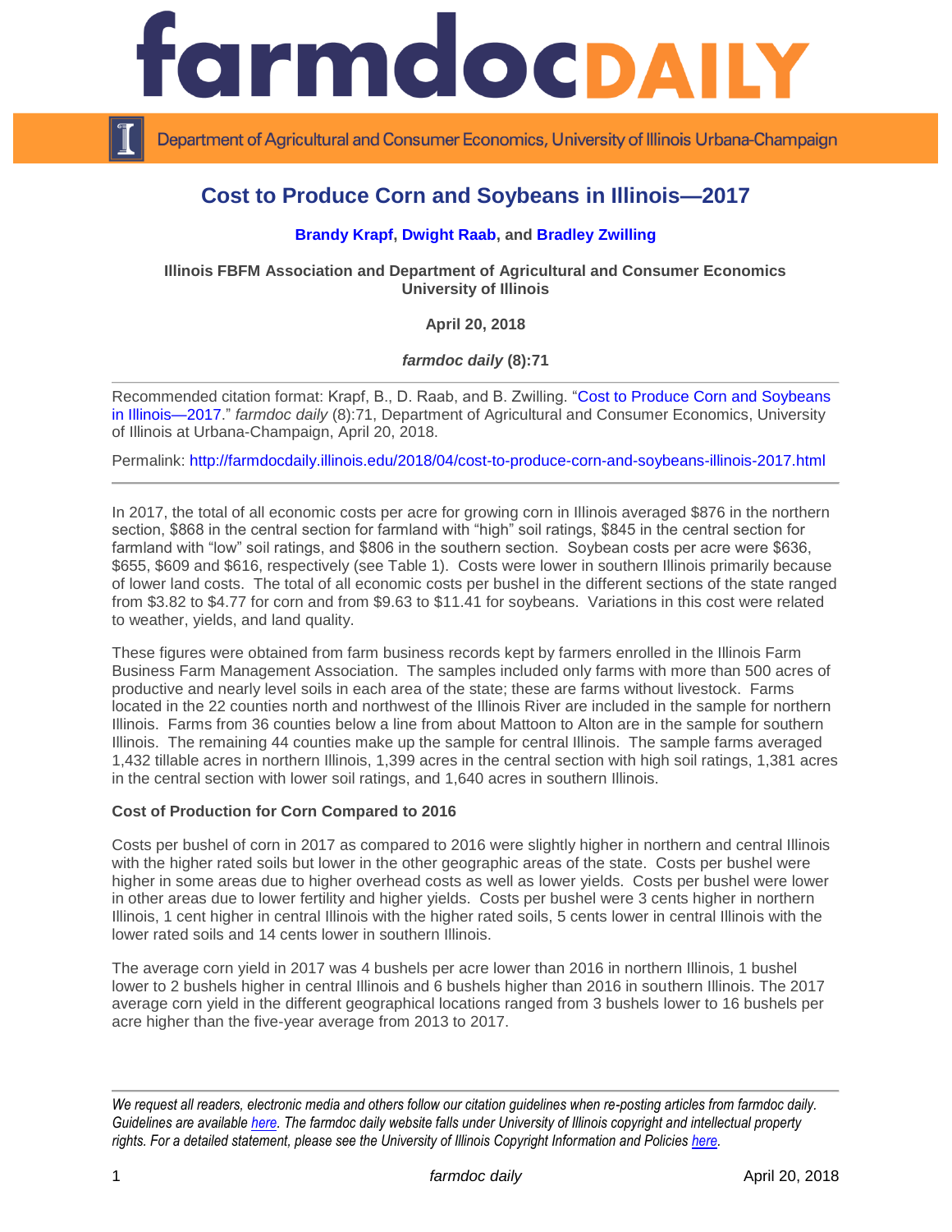# farmdoc DAILY

Department of Agricultural and Consumer Economics, University of Illinois Urbana-Champaign

## Cost to Produce Corn and Soybeans in Illinois—2017

**Brandy Krapf, Dwight Raab, and Bradley Zwilling**

**Illinois FBFM Association and Department of Agricultural and Consumer Economics University of Illinois**

**April 20, 2018**

***farmdoc daily* (8):71**

Recommended citation format: Krapf, B., D. Raab, and B. Zwilling. "Cost to Produce Corn and Soybeans in Illinois—2017." *farmdoc daily* (8):71, Department of Agricultural and Consumer Economics, University of Illinois at Urbana-Champaign, April 20, 2018.

Permalink: http://farmdocdaily.illinois.edu/2018/04/cost-to-produce-corn-and-soybeans-illinois-2017.html

---

In 2017, the total of all economic costs per acre for growing corn in Illinois averaged $876 in the northern section, $868 in the central section for farmland with "high" soil ratings, $845 in the central section for farmland with "low" soil ratings, and $806 in the southern section. Soybean costs per acre were $636, $655, $609 and $616, respectively (see Table 1). Costs were lower in southern Illinois primarily because of lower land costs. The total of all economic costs per bushel in the different sections of the state ranged from $3.82 to $4.77 for corn and from $9.63 to $11.41 for soybeans. Variations in this cost were related to weather, yields, and land quality.

These figures were obtained from farm business records kept by farmers enrolled in the Illinois Farm Business Farm Management Association. The samples included only farms with more than 500 acres of productive and nearly level soils in each area of the state; these are farms without livestock. Farms located in the 22 counties north and northwest of the Illinois River are included in the sample for northern Illinois. Farms from 36 counties below a line from about Mattoon to Alton are in the sample for southern Illinois. The remaining 44 counties make up the sample for central Illinois. The sample farms averaged 1,432 tillable acres in northern Illinois, 1,399 acres in the central section with high soil ratings, 1,381 acres in the central section with lower soil ratings, and 1,640 acres in southern Illinois.

### Cost of Production for Corn Compared to 2016

Costs per bushel of corn in 2017 as compared to 2016 were slightly higher in northern and central Illinois with the higher rated soils but lower in the other geographic areas of the state. Costs per bushel were higher in some areas due to higher overhead costs as well as lower yields. Costs per bushel were lower in other areas due to lower fertility and higher yields. Costs per bushel were 3 cents higher in northern Illinois, 1 cent higher in central Illinois with the higher rated soils, 5 cents lower in central Illinois with the lower rated soils and 14 cents lower in southern Illinois.

The average corn yield in 2017 was 4 bushels per acre lower than 2016 in northern Illinois, 1 bushel lower to 2 bushels higher in central Illinois and 6 bushels higher than 2016 in southern Illinois. The 2017 average corn yield in the different geographical locations ranged from 3 bushels lower to 16 bushels per acre higher than the five-year average from 2013 to 2017.

---

*We request all readers, electronic media and others follow our citation guidelines when re-posting articles from farmdoc daily. Guidelines are available here. The farmdoc daily website falls under University of Illinois copyright and intellectual property rights. For a detailed statement, please see the University of Illinois Copyright Information and Policies here.*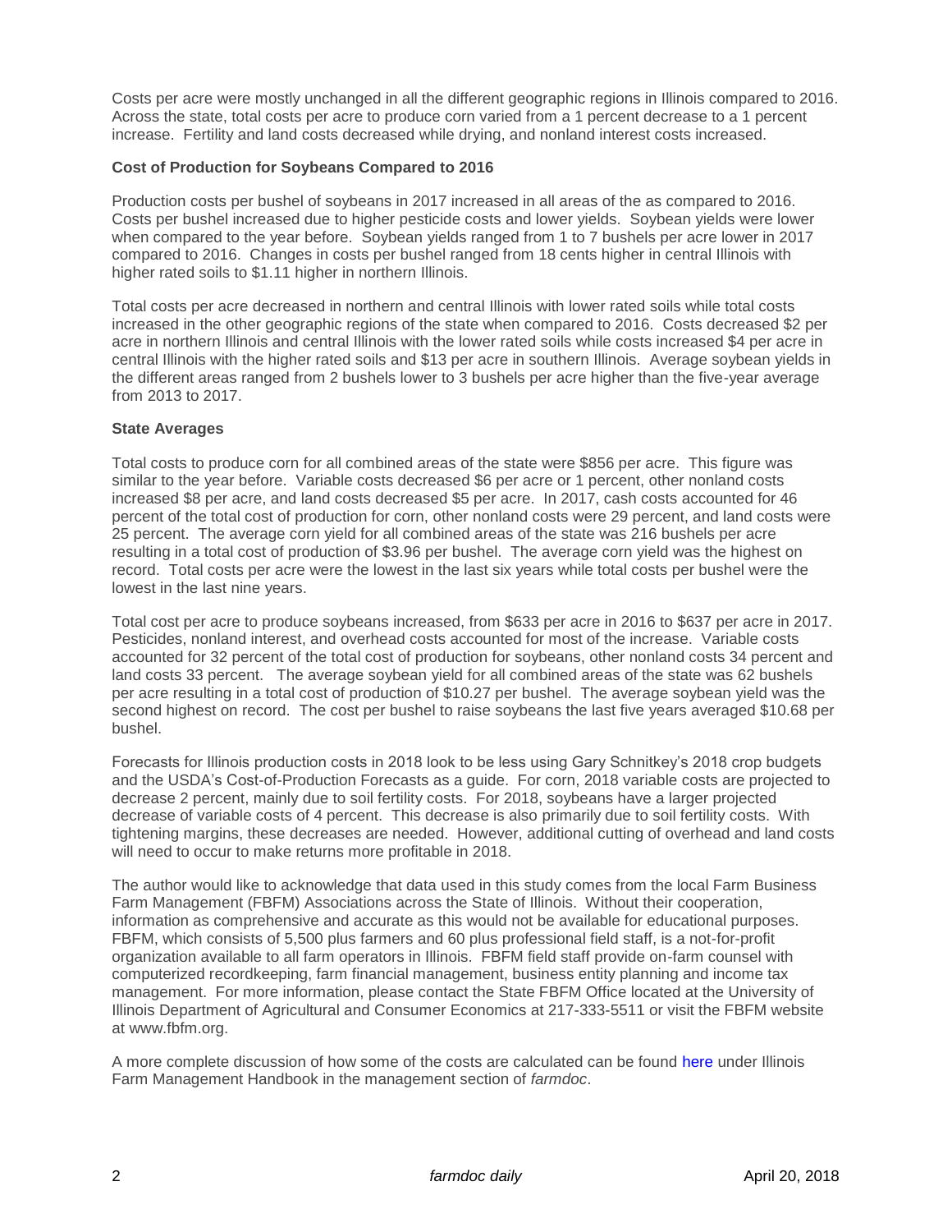Costs per acre were mostly unchanged in all the different geographic regions in Illinois compared to 2016. Across the state, total costs per acre to produce corn varied from a 1 percent decrease to a 1 percent increase. Fertility and land costs decreased while drying, and nonland interest costs increased.

**Cost of Production for Soybeans Compared to 2016**

Production costs per bushel of soybeans in 2017 increased in all areas of the as compared to 2016. Costs per bushel increased due to higher pesticide costs and lower yields. Soybean yields were lower when compared to the year before. Soybean yields ranged from 1 to 7 bushels per acre lower in 2017 compared to 2016. Changes in costs per bushel ranged from 18 cents higher in central Illinois with higher rated soils to $1.11 higher in northern Illinois.

Total costs per acre decreased in northern and central Illinois with lower rated soils while total costs increased in the other geographic regions of the state when compared to 2016. Costs decreased $2 per acre in northern Illinois and central Illinois with the lower rated soils while costs increased $4 per acre in central Illinois with the higher rated soils and $13 per acre in southern Illinois. Average soybean yields in the different areas ranged from 2 bushels lower to 3 bushels per acre higher than the five-year average from 2013 to 2017.

**State Averages**

Total costs to produce corn for all combined areas of the state were $856 per acre. This figure was similar to the year before. Variable costs decreased $6 per acre or 1 percent, other nonland costs increased $8 per acre, and land costs decreased $5 per acre. In 2017, cash costs accounted for 46 percent of the total cost of production for corn, other nonland costs were 29 percent, and land costs were 25 percent. The average corn yield for all combined areas of the state was 216 bushels per acre resulting in a total cost of production of $3.96 per bushel. The average corn yield was the highest on record. Total costs per acre were the lowest in the last six years while total costs per bushel were the lowest in the last nine years.

Total cost per acre to produce soybeans increased, from $633 per acre in 2016 to $637 per acre in 2017. Pesticides, nonland interest, and overhead costs accounted for most of the increase. Variable costs accounted for 32 percent of the total cost of production for soybeans, other nonland costs 34 percent and land costs 33 percent. The average soybean yield for all combined areas of the state was 62 bushels per acre resulting in a total cost of production of $10.27 per bushel. The average soybean yield was the second highest on record. The cost per bushel to raise soybeans the last five years averaged $10.68 per bushel.

Forecasts for Illinois production costs in 2018 look to be less using Gary Schnitkey's 2018 crop budgets and the USDA's Cost-of-Production Forecasts as a guide. For corn, 2018 variable costs are projected to decrease 2 percent, mainly due to soil fertility costs. For 2018, soybeans have a larger projected decrease of variable costs of 4 percent. This decrease is also primarily due to soil fertility costs. With tightening margins, these decreases are needed. However, additional cutting of overhead and land costs will need to occur to make returns more profitable in 2018.

The author would like to acknowledge that data used in this study comes from the local Farm Business Farm Management (FBFM) Associations across the State of Illinois. Without their cooperation, information as comprehensive and accurate as this would not be available for educational purposes. FBFM, which consists of 5,500 plus farmers and 60 plus professional field staff, is a not-for-profit organization available to all farm operators in Illinois. FBFM field staff provide on-farm counsel with computerized recordkeeping, farm financial management, business entity planning and income tax management. For more information, please contact the State FBFM Office located at the University of Illinois Department of Agricultural and Consumer Economics at 217-333-5511 or visit the FBFM website at www.fbfm.org.

A more complete discussion of how some of the costs are calculated can be found here under Illinois Farm Management Handbook in the management section of *farmdoc*.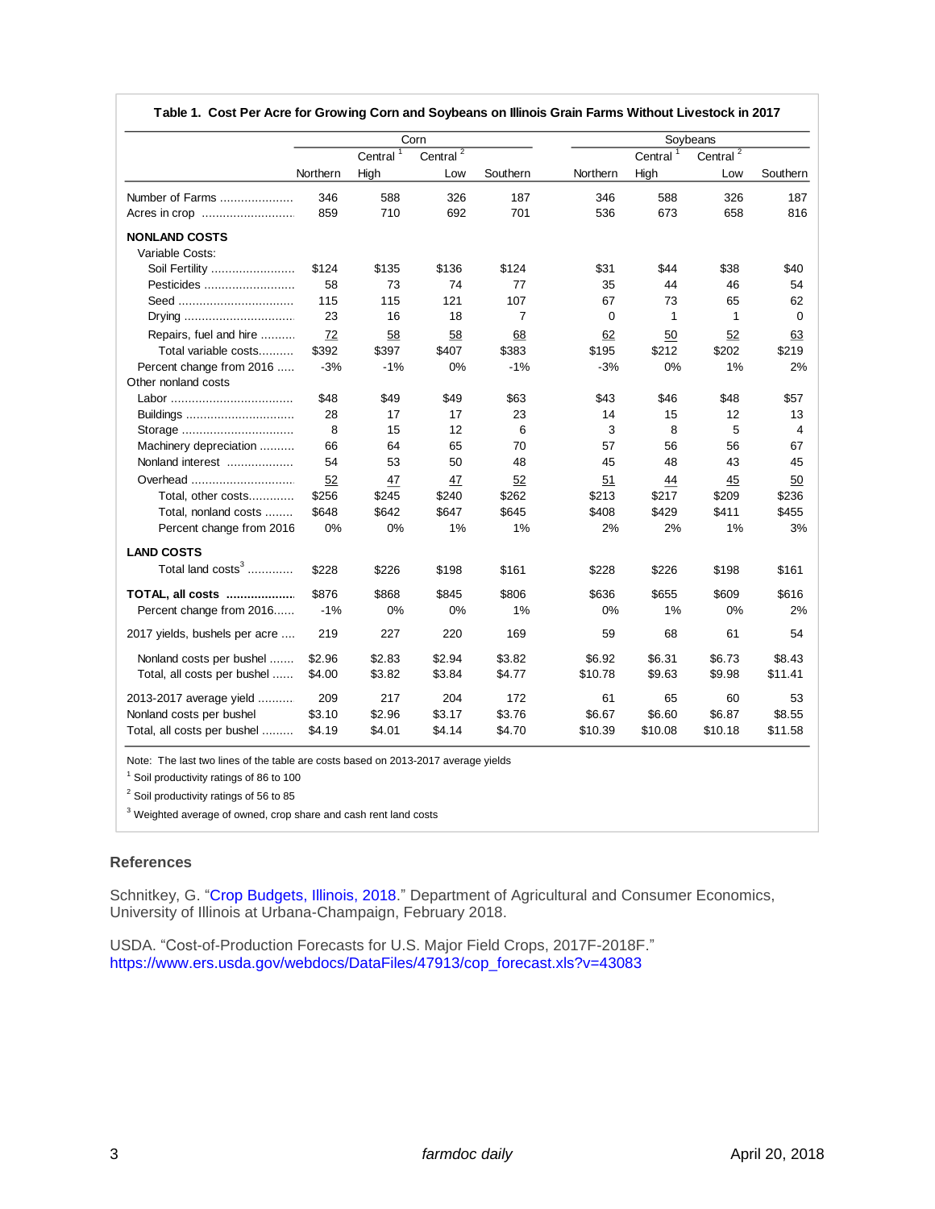| Table 1. Cost Per Acre for Growing Corn and Soybeans on Illinois Grain Farms Without Livestock in 2017 | Corn | | | | Soybeans | | | |
|---|---|---|---|---|---|---|---|---|
| | Northern | Central [1] High | Central [2] Low | Southern | Northern | Central [1] High | Central [2] Low | Southern |
| Number of Farms | 346 | 588 | 326 | 187 | 346 | 588 | 326 | 187 |
| Acres in crop | 859 | 710 | 692 | 701 | 536 | 673 | 658 | 816 |
| **NONLAND COSTS** | | | | | | | | |
| Variable Costs: | | | | | | | | |
| Soil Fertility | $124 | $135 | $136 | $124 | $31 | $44 | $38 | $40 |
| Pesticides | 58 | 73 | 74 | 77 | 35 | 44 | 46 | 54 |
| Seed | 115 | 115 | 121 | 107 | 67 | 73 | 65 | 62 |
| Drying | 23 | 16 | 18 | 7 | 0 | 1 | 1 | 0 |
| Repairs, fuel and hire | 72 | 58 | 58 | 68 | 62 | 50 | 52 | 63 |
| Total variable costs | $392 | $397 | $407 | $383 | $195 | $212 | $202 | $219 |
| Percent change from 2016 | -3% | -1% | 0% | -1% | -3% | 0% | 1% | 2% |
| Other nonland costs | | | | | | | | |
| Labor | $48 | $49 | $49 | $63 | $43 | $46 | $48 | $57 |
| Buildings | 28 | 17 | 17 | 23 | 14 | 15 | 12 | 13 |
| Storage | 8 | 15 | 12 | 6 | 3 | 8 | 5 | 4 |
| Machinery depreciation | 66 | 64 | 65 | 70 | 57 | 56 | 56 | 67 |
| Nonland interest | 54 | 53 | 50 | 48 | 45 | 48 | 43 | 45 |
| Overhead | 52 | 47 | 47 | 52 | 51 | 44 | 45 | 50 |
| Total, other costs | $256 | $245 | $240 | $262 | $213 | $217 | $209 | $236 |
| Total, nonland costs | $648 | $642 | $647 | $645 | $408 | $429 | $411 | $455 |
| Percent change from 2016 | 0% | 0% | 1% | 1% | 2% | 2% | 1% | 3% |
| **LAND COSTS** | | | | | | | | |
| Total land costs [3] | $228 | $226 | $198 | $161 | $228 | $226 | $198 | $161 |
| **TOTAL, all costs** | $876 | $868 | $845 | $806 | $636 | $655 | $609 | $616 |
| Percent change from 2016 | -1% | 0% | 0% | 1% | 0% | 1% | 0% | 2% |
| 2017 yields, bushels per acre | 219 | 227 | 220 | 169 | 59 | 68 | 61 | 54 |
| Nonland costs per bushel | $2.96 | $2.83 | $2.94 | $3.82 | $6.92 | $6.31 | $6.73 | $8.43 |
| Total, all costs per bushel | $4.00 | $3.82 | $3.84 | $4.77 | $10.78 | $9.63 | $9.98 | $11.41 |
| 2013-2017 average yield | 209 | 217 | 204 | 172 | 61 | 65 | 60 | 53 |
| Nonland costs per bushel | $3.10 | $2.96 | $3.17 | $3.76 | $6.67 | $6.60 | $6.87 | $8.55 |
| Total, all costs per bushel | $4.19 | $4.01 | $4.14 | $4.70 | $10.39 | $10.08 | $10.18 | $11.58 |

Note: The last two lines of the table are costs based on 2013-2017 average yields

[1] Soil productivity ratings of 86 to 100

[2] Soil productivity ratings of 56 to 85

[3] Weighted average of owned, crop share and cash rent land costs

## References

Schnitkey, G. "Crop Budgets, Illinois, 2018." Department of Agricultural and Consumer Economics, University of Illinois at Urbana-Champaign, February 2018.

USDA. "Cost-of-Production Forecasts for U.S. Major Field Crops, 2017F-2018F." https://www.ers.usda.gov/webdocs/DataFiles/47913/cop_forecast.xls?v=43083